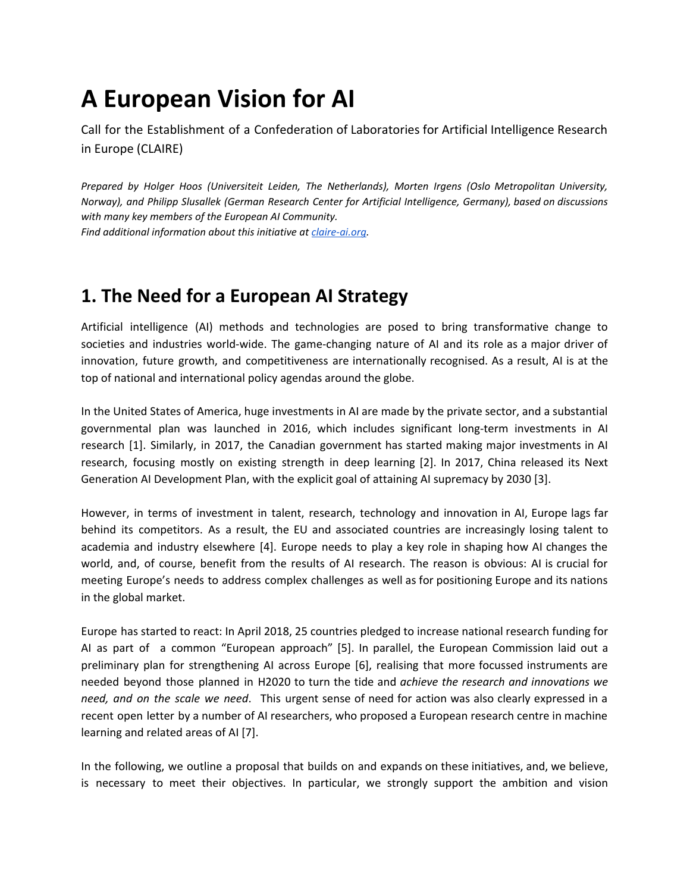# A European Vision for AI

Call for the Establishment of a Confederation of Laboratories for Artificial Intelligence Research in Europe (CLAIRE)

*Prepared by Holger Hoos (Universiteit Leiden, The Netherlands), Morten Irgens (Oslo Metropolitan University, Norway), and Philipp Slusallek (German Research Center for Artificial Intelligence, Germany), based on discussions with many key members of the European AI Community.*
*Find additional information about this initiative at [claire-ai.org](claire-ai.org).*

## 1. The Need for a European AI Strategy

Artificial intelligence (AI) methods and technologies are posed to bring transformative change to societies and industries world-wide. The game-changing nature of AI and its role as a major driver of innovation, future growth, and competitiveness are internationally recognised. As a result, AI is at the top of national and international policy agendas around the globe.

In the United States of America, huge investments in AI are made by the private sector, and a substantial governmental plan was launched in 2016, which includes significant long-term investments in AI research [1]. Similarly, in 2017, the Canadian government has started making major investments in AI research, focusing mostly on existing strength in deep learning [2]. In 2017, China released its Next Generation AI Development Plan, with the explicit goal of attaining AI supremacy by 2030 [3].

However, in terms of investment in talent, research, technology and innovation in AI, Europe lags far behind its competitors. As a result, the EU and associated countries are increasingly losing talent to academia and industry elsewhere [4]. Europe needs to play a key role in shaping how AI changes the world, and, of course, benefit from the results of AI research. The reason is obvious: AI is crucial for meeting Europe's needs to address complex challenges as well as for positioning Europe and its nations in the global market.

Europe has started to react: In April 2018, 25 countries pledged to increase national research funding for AI as part of a common "European approach" [5]. In parallel, the European Commission laid out a preliminary plan for strengthening AI across Europe [6], realising that more focussed instruments are needed beyond those planned in H2020 to turn the tide and *achieve the research and innovations we need, and on the scale we need*. This urgent sense of need for action was also clearly expressed in a recent open letter by a number of AI researchers, who proposed a European research centre in machine learning and related areas of AI [7].

In the following, we outline a proposal that builds on and expands on these initiatives, and, we believe, is necessary to meet their objectives. In particular, we strongly support the ambition and vision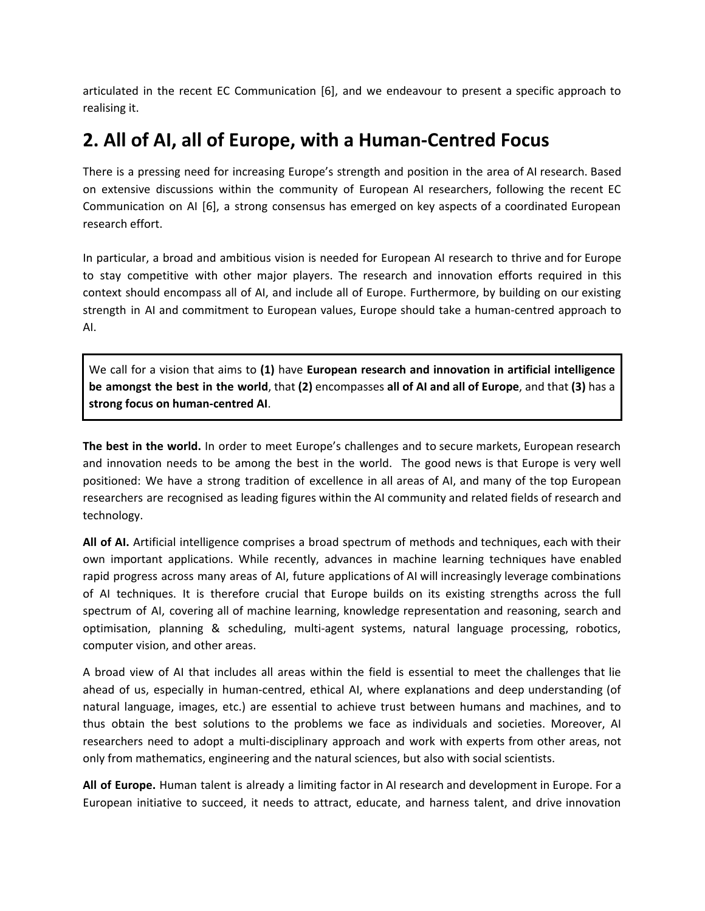articulated in the recent EC Communication [6], and we endeavour to present a specific approach to realising it.

## 2. All of AI, all of Europe, with a Human-Centred Focus

There is a pressing need for increasing Europe's strength and position in the area of AI research. Based on extensive discussions within the community of European AI researchers, following the recent EC Communication on AI [6], a strong consensus has emerged on key aspects of a coordinated European research effort.

In particular, a broad and ambitious vision is needed for European AI research to thrive and for Europe to stay competitive with other major players. The research and innovation efforts required in this context should encompass all of AI, and include all of Europe. Furthermore, by building on our existing strength in AI and commitment to European values, Europe should take a human-centred approach to AI.

> We call for a vision that aims to **(1)** have **European research and innovation in artificial intelligence be amongst the best in the world**, that **(2)** encompasses **all of AI and all of Europe**, and that **(3)** has a **strong focus on human-centred AI**.

**The best in the world.** In order to meet Europe's challenges and to secure markets, European research and innovation needs to be among the best in the world. The good news is that Europe is very well positioned: We have a strong tradition of excellence in all areas of AI, and many of the top European researchers are recognised as leading figures within the AI community and related fields of research and technology.

**All of AI.** Artificial intelligence comprises a broad spectrum of methods and techniques, each with their own important applications. While recently, advances in machine learning techniques have enabled rapid progress across many areas of AI, future applications of AI will increasingly leverage combinations of AI techniques. It is therefore crucial that Europe builds on its existing strengths across the full spectrum of AI, covering all of machine learning, knowledge representation and reasoning, search and optimisation, planning & scheduling, multi-agent systems, natural language processing, robotics, computer vision, and other areas.

A broad view of AI that includes all areas within the field is essential to meet the challenges that lie ahead of us, especially in human-centred, ethical AI, where explanations and deep understanding (of natural language, images, etc.) are essential to achieve trust between humans and machines, and to thus obtain the best solutions to the problems we face as individuals and societies. Moreover, AI researchers need to adopt a multi-disciplinary approach and work with experts from other areas, not only from mathematics, engineering and the natural sciences, but also with social scientists.

**All of Europe.** Human talent is already a limiting factor in AI research and development in Europe. For a European initiative to succeed, it needs to attract, educate, and harness talent, and drive innovation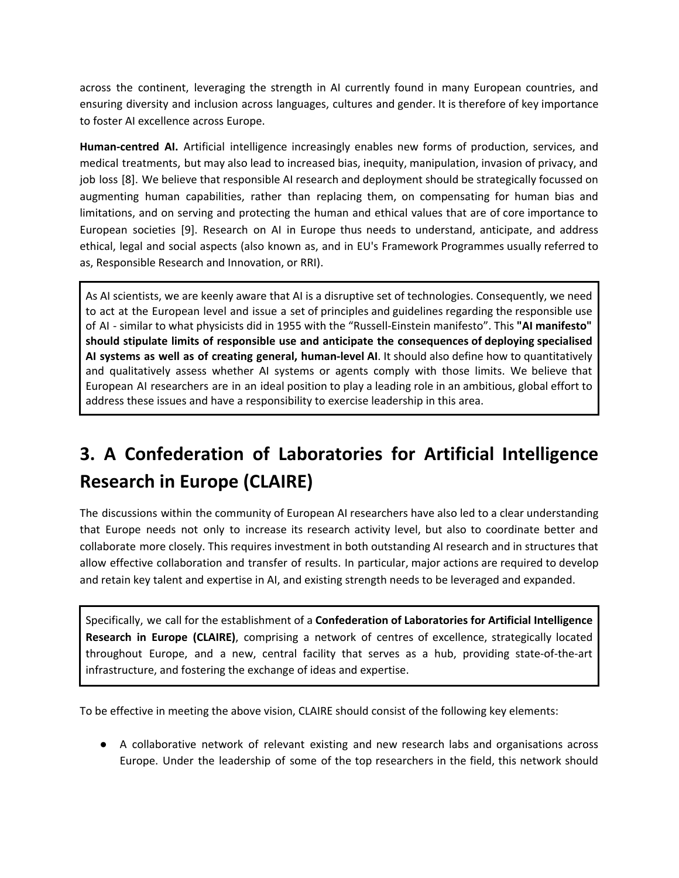across the continent, leveraging the strength in AI currently found in many European countries, and ensuring diversity and inclusion across languages, cultures and gender. It is therefore of key importance to foster AI excellence across Europe.

**Human-centred AI.** Artificial intelligence increasingly enables new forms of production, services, and medical treatments, but may also lead to increased bias, inequity, manipulation, invasion of privacy, and job loss [8]. We believe that responsible AI research and deployment should be strategically focussed on augmenting human capabilities, rather than replacing them, on compensating for human bias and limitations, and on serving and protecting the human and ethical values that are of core importance to European societies [9]. Research on AI in Europe thus needs to understand, anticipate, and address ethical, legal and social aspects (also known as, and in EU's Framework Programmes usually referred to as, Responsible Research and Innovation, or RRI).

> As AI scientists, we are keenly aware that AI is a disruptive set of technologies. Consequently, we need to act at the European level and issue a set of principles and guidelines regarding the responsible use of AI - similar to what physicists did in 1955 with the "Russell-Einstein manifesto". This **"AI manifesto" should stipulate limits of responsible use and anticipate the consequences of deploying specialised AI systems as well as of creating general, human-level AI**. It should also define how to quantitatively and qualitatively assess whether AI systems or agents comply with those limits. We believe that European AI researchers are in an ideal position to play a leading role in an ambitious, global effort to address these issues and have a responsibility to exercise leadership in this area.

# 3. A Confederation of Laboratories for Artificial Intelligence Research in Europe (CLAIRE)

The discussions within the community of European AI researchers have also led to a clear understanding that Europe needs not only to increase its research activity level, but also to coordinate better and collaborate more closely. This requires investment in both outstanding AI research and in structures that allow effective collaboration and transfer of results. In particular, major actions are required to develop and retain key talent and expertise in AI, and existing strength needs to be leveraged and expanded.

> Specifically, we call for the establishment of a **Confederation of Laboratories for Artificial Intelligence Research in Europe (CLAIRE)**, comprising a network of centres of excellence, strategically located throughout Europe, and a new, central facility that serves as a hub, providing state-of-the-art infrastructure, and fostering the exchange of ideas and expertise.

To be effective in meeting the above vision, CLAIRE should consist of the following key elements:

- A collaborative network of relevant existing and new research labs and organisations across Europe. Under the leadership of some of the top researchers in the field, this network should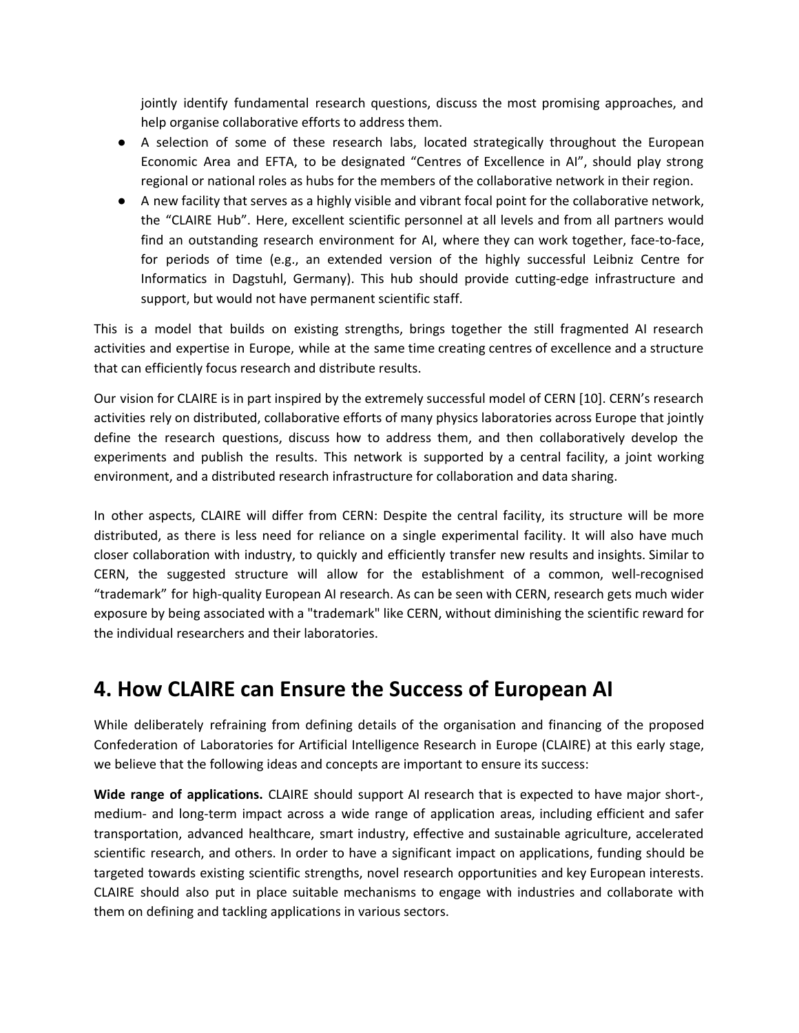jointly identify fundamental research questions, discuss the most promising approaches, and help organise collaborative efforts to address them.

- A selection of some of these research labs, located strategically throughout the European Economic Area and EFTA, to be designated “Centres of Excellence in AI”, should play strong regional or national roles as hubs for the members of the collaborative network in their region.
- A new facility that serves as a highly visible and vibrant focal point for the collaborative network, the “CLAIRE Hub”. Here, excellent scientific personnel at all levels and from all partners would find an outstanding research environment for AI, where they can work together, face-to-face, for periods of time (e.g., an extended version of the highly successful Leibniz Centre for Informatics in Dagstuhl, Germany). This hub should provide cutting-edge infrastructure and support, but would not have permanent scientific staff.

This is a model that builds on existing strengths, brings together the still fragmented AI research activities and expertise in Europe, while at the same time creating centres of excellence and a structure that can efficiently focus research and distribute results.

Our vision for CLAIRE is in part inspired by the extremely successful model of CERN [10]. CERN’s research activities rely on distributed, collaborative efforts of many physics laboratories across Europe that jointly define the research questions, discuss how to address them, and then collaboratively develop the experiments and publish the results. This network is supported by a central facility, a joint working environment, and a distributed research infrastructure for collaboration and data sharing.

In other aspects, CLAIRE will differ from CERN: Despite the central facility, its structure will be more distributed, as there is less need for reliance on a single experimental facility. It will also have much closer collaboration with industry, to quickly and efficiently transfer new results and insights. Similar to CERN, the suggested structure will allow for the establishment of a common, well-recognised “trademark” for high-quality European AI research. As can be seen with CERN, research gets much wider exposure by being associated with a "trademark" like CERN, without diminishing the scientific reward for the individual researchers and their laboratories.

# 4. How CLAIRE can Ensure the Success of European AI

While deliberately refraining from defining details of the organisation and financing of the proposed Confederation of Laboratories for Artificial Intelligence Research in Europe (CLAIRE) at this early stage, we believe that the following ideas and concepts are important to ensure its success:

**Wide range of applications.** CLAIRE should support AI research that is expected to have major short-, medium- and long-term impact across a wide range of application areas, including efficient and safer transportation, advanced healthcare, smart industry, effective and sustainable agriculture, accelerated scientific research, and others. In order to have a significant impact on applications, funding should be targeted towards existing scientific strengths, novel research opportunities and key European interests. CLAIRE should also put in place suitable mechanisms to engage with industries and collaborate with them on defining and tackling applications in various sectors.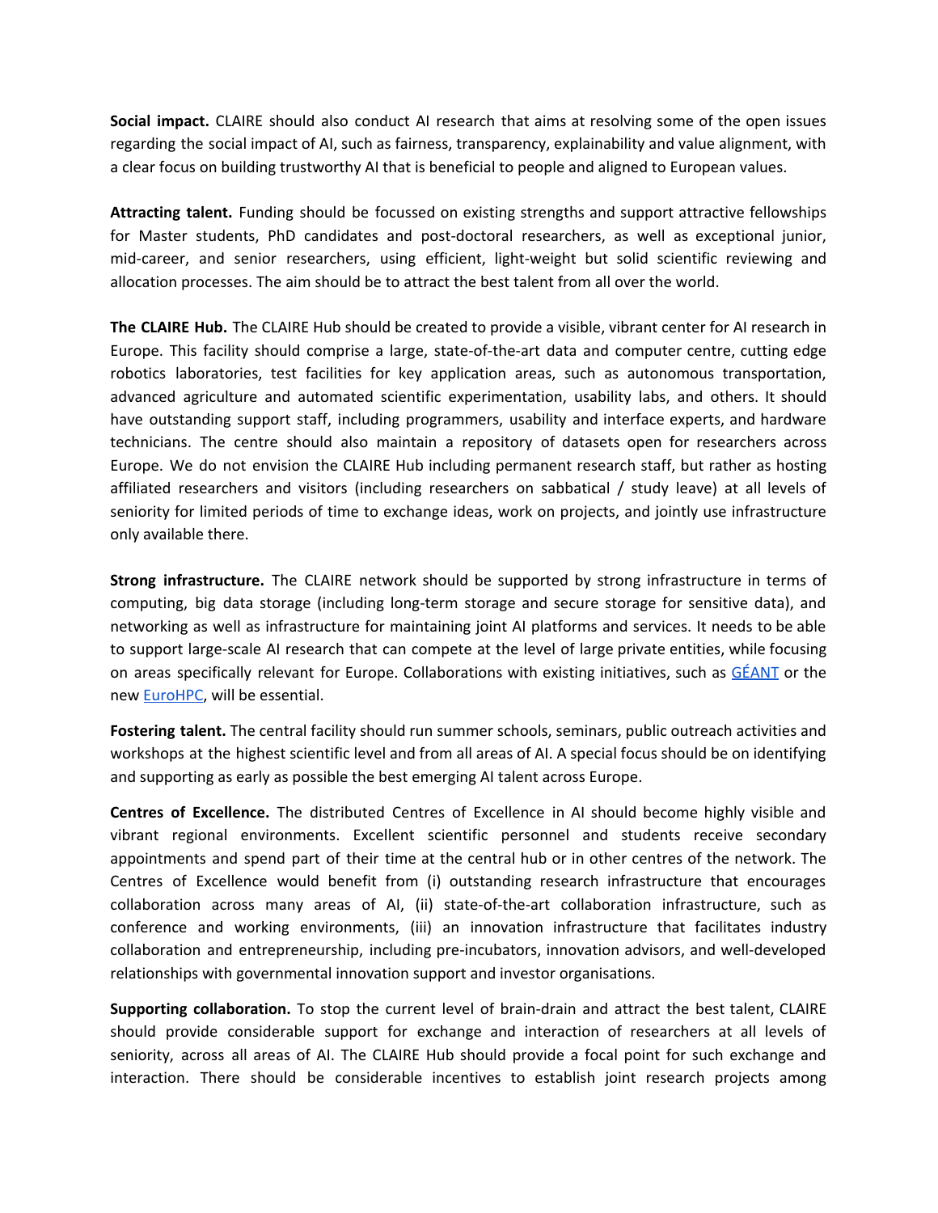**Social impact.** CLAIRE should also conduct AI research that aims at resolving some of the open issues regarding the social impact of AI, such as fairness, transparency, explainability and value alignment, with a clear focus on building trustworthy AI that is beneficial to people and aligned to European values.

**Attracting talent.** Funding should be focussed on existing strengths and support attractive fellowships for Master students, PhD candidates and post-doctoral researchers, as well as exceptional junior, mid-career, and senior researchers, using efficient, light-weight but solid scientific reviewing and allocation processes. The aim should be to attract the best talent from all over the world.

**The CLAIRE Hub.** The CLAIRE Hub should be created to provide a visible, vibrant center for AI research in Europe. This facility should comprise a large, state-of-the-art data and computer centre, cutting edge robotics laboratories, test facilities for key application areas, such as autonomous transportation, advanced agriculture and automated scientific experimentation, usability labs, and others. It should have outstanding support staff, including programmers, usability and interface experts, and hardware technicians. The centre should also maintain a repository of datasets open for researchers across Europe. We do not envision the CLAIRE Hub including permanent research staff, but rather as hosting affiliated researchers and visitors (including researchers on sabbatical / study leave) at all levels of seniority for limited periods of time to exchange ideas, work on projects, and jointly use infrastructure only available there.

**Strong infrastructure.** The CLAIRE network should be supported by strong infrastructure in terms of computing, big data storage (including long-term storage and secure storage for sensitive data), and networking as well as infrastructure for maintaining joint AI platforms and services. It needs to be able to support large-scale AI research that can compete at the level of large private entities, while focusing on areas specifically relevant for Europe. Collaborations with existing initiatives, such as GÉANT or the new EuroHPC, will be essential.

**Fostering talent.** The central facility should run summer schools, seminars, public outreach activities and workshops at the highest scientific level and from all areas of AI. A special focus should be on identifying and supporting as early as possible the best emerging AI talent across Europe.

**Centres of Excellence.** The distributed Centres of Excellence in AI should become highly visible and vibrant regional environments. Excellent scientific personnel and students receive secondary appointments and spend part of their time at the central hub or in other centres of the network. The Centres of Excellence would benefit from (i) outstanding research infrastructure that encourages collaboration across many areas of AI, (ii) state-of-the-art collaboration infrastructure, such as conference and working environments, (iii) an innovation infrastructure that facilitates industry collaboration and entrepreneurship, including pre-incubators, innovation advisors, and well-developed relationships with governmental innovation support and investor organisations.

**Supporting collaboration.** To stop the current level of brain-drain and attract the best talent, CLAIRE should provide considerable support for exchange and interaction of researchers at all levels of seniority, across all areas of AI. The CLAIRE Hub should provide a focal point for such exchange and interaction. There should be considerable incentives to establish joint research projects among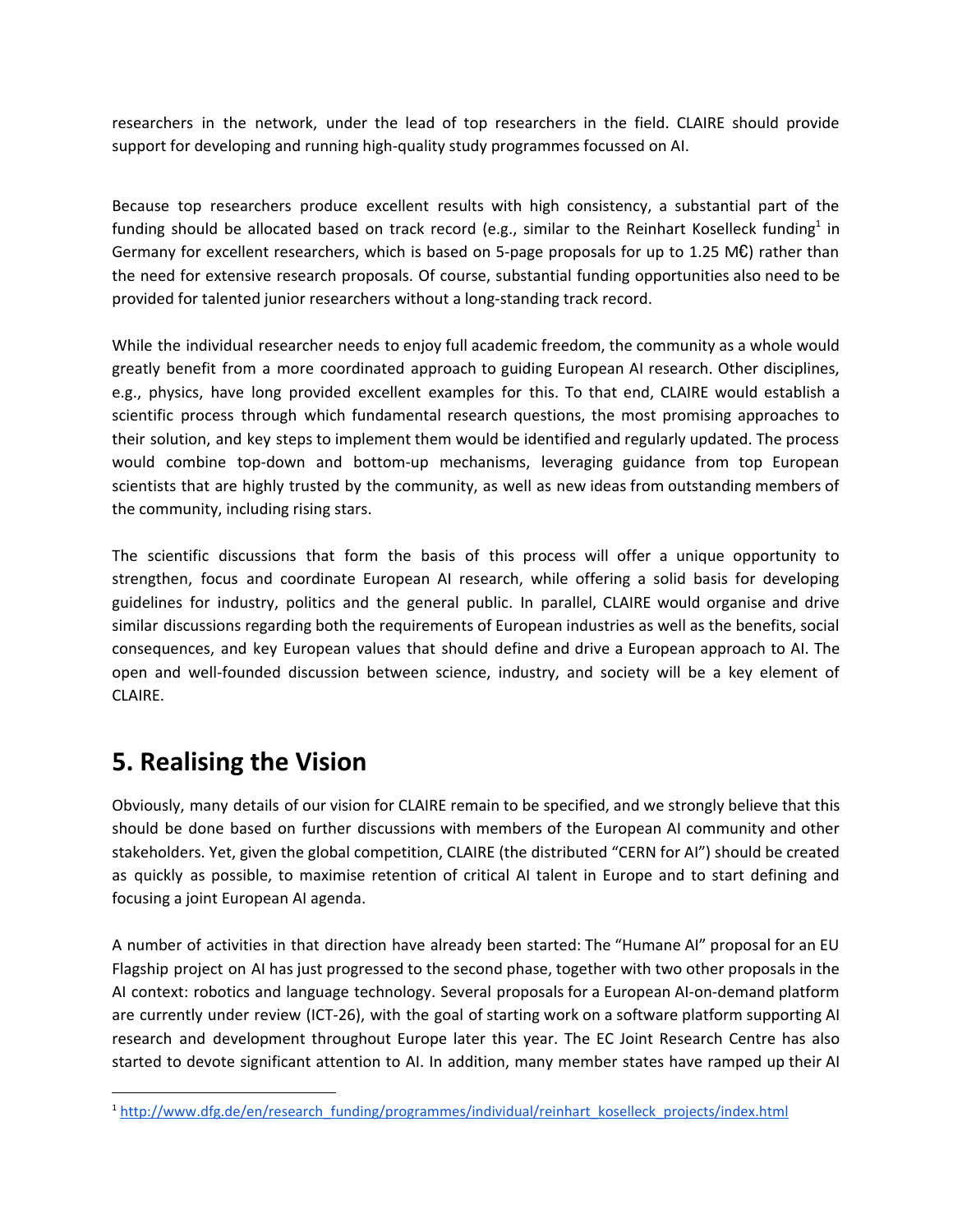researchers in the network, under the lead of top researchers in the field. CLAIRE should provide support for developing and running high-quality study programmes focussed on AI.

Because top researchers produce excellent results with high consistency, a substantial part of the funding should be allocated based on track record (e.g., similar to the Reinhart Koselleck funding[1] in Germany for excellent researchers, which is based on 5-page proposals for up to 1.25 M€) rather than the need for extensive research proposals. Of course, substantial funding opportunities also need to be provided for talented junior researchers without a long-standing track record.

While the individual researcher needs to enjoy full academic freedom, the community as a whole would greatly benefit from a more coordinated approach to guiding European AI research. Other disciplines, e.g., physics, have long provided excellent examples for this. To that end, CLAIRE would establish a scientific process through which fundamental research questions, the most promising approaches to their solution, and key steps to implement them would be identified and regularly updated. The process would combine top-down and bottom-up mechanisms, leveraging guidance from top European scientists that are highly trusted by the community, as well as new ideas from outstanding members of the community, including rising stars.

The scientific discussions that form the basis of this process will offer a unique opportunity to strengthen, focus and coordinate European AI research, while offering a solid basis for developing guidelines for industry, politics and the general public. In parallel, CLAIRE would organise and drive similar discussions regarding both the requirements of European industries as well as the benefits, social consequences, and key European values that should define and drive a European approach to AI. The open and well-founded discussion between science, industry, and society will be a key element of CLAIRE.

# 5. Realising the Vision

Obviously, many details of our vision for CLAIRE remain to be specified, and we strongly believe that this should be done based on further discussions with members of the European AI community and other stakeholders. Yet, given the global competition, CLAIRE (the distributed "CERN for AI") should be created as quickly as possible, to maximise retention of critical AI talent in Europe and to start defining and focusing a joint European AI agenda.

A number of activities in that direction have already been started: The "Humane AI" proposal for an EU Flagship project on AI has just progressed to the second phase, together with two other proposals in the AI context: robotics and language technology. Several proposals for a European AI-on-demand platform are currently under review (ICT-26), with the goal of starting work on a software platform supporting AI research and development throughout Europe later this year. The EC Joint Research Centre has also started to devote significant attention to AI. In addition, many member states have ramped up their AI

---

[1] http://www.dfg.de/en/research_funding/programmes/individual/reinhart_koselleck_projects/index.html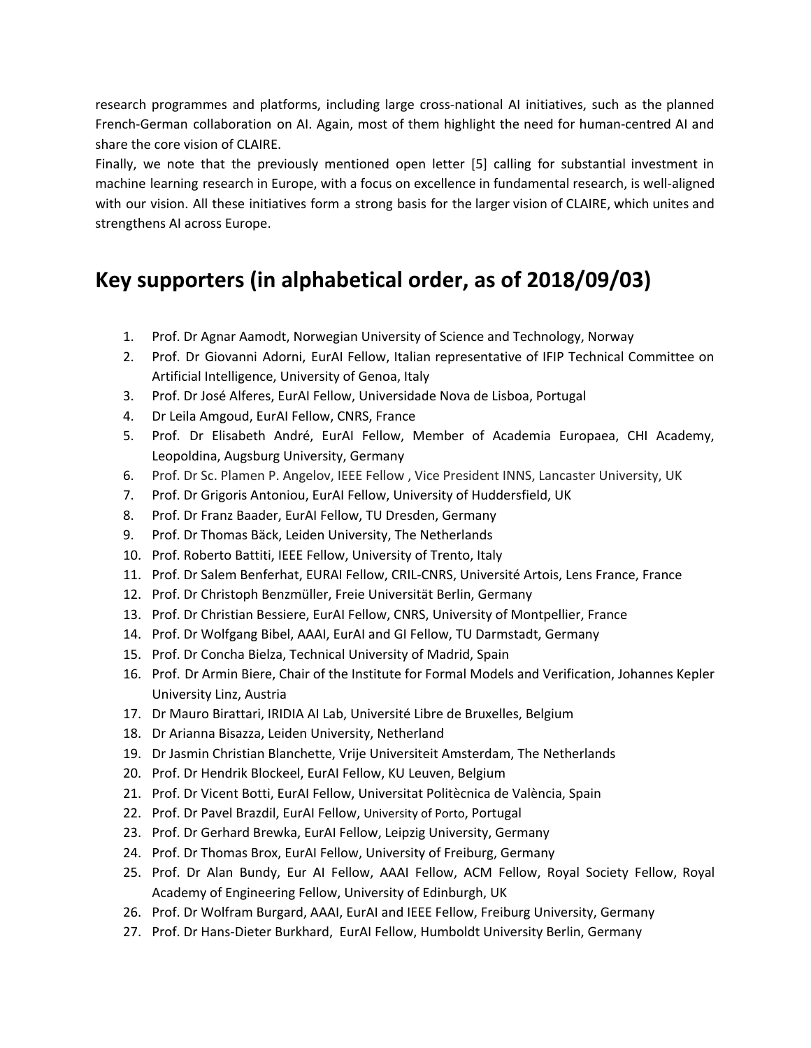research programmes and platforms, including large cross-national AI initiatives, such as the planned French-German collaboration on AI. Again, most of them highlight the need for human-centred AI and share the core vision of CLAIRE.

Finally, we note that the previously mentioned open letter [5] calling for substantial investment in machine learning research in Europe, with a focus on excellence in fundamental research, is well-aligned with our vision. All these initiatives form a strong basis for the larger vision of CLAIRE, which unites and strengthens AI across Europe.

# Key supporters (in alphabetical order, as of 2018/09/03)

1. Prof. Dr Agnar Aamodt, Norwegian University of Science and Technology, Norway
2. Prof. Dr Giovanni Adorni, EurAI Fellow, Italian representative of IFIP Technical Committee on Artificial Intelligence, University of Genoa, Italy
3. Prof. Dr José Alferes, EurAI Fellow, Universidade Nova de Lisboa, Portugal
4. Dr Leila Amgoud, EurAI Fellow, CNRS, France
5. Prof. Dr Elisabeth André, EurAI Fellow, Member of Academia Europaea, CHI Academy, Leopoldina, Augsburg University, Germany
6. Prof. Dr Sc. Plamen P. Angelov, IEEE Fellow , Vice President INNS, Lancaster University, UK
7. Prof. Dr Grigoris Antoniou, EurAI Fellow, University of Huddersfield, UK
8. Prof. Dr Franz Baader, EurAI Fellow, TU Dresden, Germany
9. Prof. Dr Thomas Bäck, Leiden University, The Netherlands
10. Prof. Roberto Battiti, IEEE Fellow, University of Trento, Italy
11. Prof. Dr Salem Benferhat, EURAI Fellow, CRIL-CNRS, Université Artois, Lens France, France
12. Prof. Dr Christoph Benzmüller, Freie Universität Berlin, Germany
13. Prof. Dr Christian Bessiere, EurAI Fellow, CNRS, University of Montpellier, France
14. Prof. Dr Wolfgang Bibel, AAAI, EurAI and GI Fellow, TU Darmstadt, Germany
15. Prof. Dr Concha Bielza, Technical University of Madrid, Spain
16. Prof. Dr Armin Biere, Chair of the Institute for Formal Models and Verification, Johannes Kepler University Linz, Austria
17. Dr Mauro Birattari, IRIDIA AI Lab, Université Libre de Bruxelles, Belgium
18. Dr Arianna Bisazza, Leiden University, Netherland
19. Dr Jasmin Christian Blanchette, Vrije Universiteit Amsterdam, The Netherlands
20. Prof. Dr Hendrik Blockeel, EurAI Fellow, KU Leuven, Belgium
21. Prof. Dr Vicent Botti, EurAI Fellow, Universitat Politècnica de València, Spain
22. Prof. Dr Pavel Brazdil, EurAI Fellow, University of Porto, Portugal
23. Prof. Dr Gerhard Brewka, EurAI Fellow, Leipzig University, Germany
24. Prof. Dr Thomas Brox, EurAI Fellow, University of Freiburg, Germany
25. Prof. Dr Alan Bundy, Eur AI Fellow, AAAI Fellow, ACM Fellow, Royal Society Fellow, Royal Academy of Engineering Fellow, University of Edinburgh, UK
26. Prof. Dr Wolfram Burgard, AAAI, EurAI and IEEE Fellow, Freiburg University, Germany
27. Prof. Dr Hans-Dieter Burkhard, EurAI Fellow, Humboldt University Berlin, Germany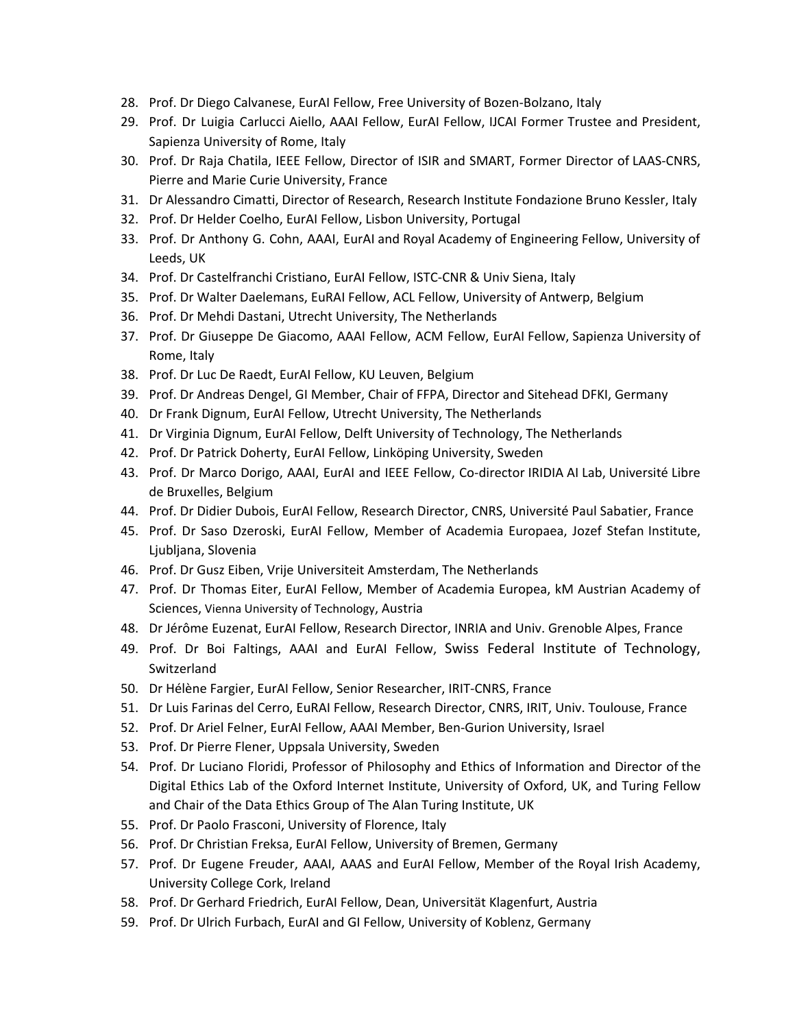28. Prof. Dr Diego Calvanese, EurAI Fellow, Free University of Bozen-Bolzano, Italy
29. Prof. Dr Luigia Carlucci Aiello, AAAI Fellow, EurAI Fellow, IJCAI Former Trustee and President, Sapienza University of Rome, Italy
30. Prof. Dr Raja Chatila, IEEE Fellow, Director of ISIR and SMART, Former Director of LAAS-CNRS, Pierre and Marie Curie University, France
31. Dr Alessandro Cimatti, Director of Research, Research Institute Fondazione Bruno Kessler, Italy
32. Prof. Dr Helder Coelho, EurAI Fellow, Lisbon University, Portugal
33. Prof. Dr Anthony G. Cohn, AAAI, EurAI and Royal Academy of Engineering Fellow, University of Leeds, UK
34. Prof. Dr Castelfranchi Cristiano, EurAI Fellow, ISTC-CNR & Univ Siena, Italy
35. Prof. Dr Walter Daelemans, EuRAI Fellow, ACL Fellow, University of Antwerp, Belgium
36. Prof. Dr Mehdi Dastani, Utrecht University, The Netherlands
37. Prof. Dr Giuseppe De Giacomo, AAAI Fellow, ACM Fellow, EurAI Fellow, Sapienza University of Rome, Italy
38. Prof. Dr Luc De Raedt, EurAI Fellow, KU Leuven, Belgium
39. Prof. Dr Andreas Dengel, GI Member, Chair of FFPA, Director and Sitehead DFKI, Germany
40. Dr Frank Dignum, EurAI Fellow, Utrecht University, The Netherlands
41. Dr Virginia Dignum, EurAI Fellow, Delft University of Technology, The Netherlands
42. Prof. Dr Patrick Doherty, EurAI Fellow, Linköping University, Sweden
43. Prof. Dr Marco Dorigo, AAAI, EurAI and IEEE Fellow, Co-director IRIDIA AI Lab, Université Libre de Bruxelles, Belgium
44. Prof. Dr Didier Dubois, EurAI Fellow, Research Director, CNRS, Université Paul Sabatier, France
45. Prof. Dr Saso Dzeroski, EurAI Fellow, Member of Academia Europaea, Jozef Stefan Institute, Ljubljana, Slovenia
46. Prof. Dr Gusz Eiben, Vrije Universiteit Amsterdam, The Netherlands
47. Prof. Dr Thomas Eiter, EurAI Fellow, Member of Academia Europea, kM Austrian Academy of Sciences, Vienna University of Technology, Austria
48. Dr Jérôme Euzenat, EurAI Fellow, Research Director, INRIA and Univ. Grenoble Alpes, France
49. Prof. Dr Boi Faltings, AAAI and EurAI Fellow, Swiss Federal Institute of Technology, Switzerland
50. Dr Hélène Fargier, EurAI Fellow, Senior Researcher, IRIT-CNRS, France
51. Dr Luis Farinas del Cerro, EuRAI Fellow, Research Director, CNRS, IRIT, Univ. Toulouse, France
52. Prof. Dr Ariel Felner, EurAI Fellow, AAAI Member, Ben-Gurion University, Israel
53. Prof. Dr Pierre Flener, Uppsala University, Sweden
54. Prof. Dr Luciano Floridi, Professor of Philosophy and Ethics of Information and Director of the Digital Ethics Lab of the Oxford Internet Institute, University of Oxford, UK, and Turing Fellow and Chair of the Data Ethics Group of The Alan Turing Institute, UK
55. Prof. Dr Paolo Frasconi, University of Florence, Italy
56. Prof. Dr Christian Freksa, EurAI Fellow, University of Bremen, Germany
57. Prof. Dr Eugene Freuder, AAAI, AAAS and EurAI Fellow, Member of the Royal Irish Academy, University College Cork, Ireland
58. Prof. Dr Gerhard Friedrich, EurAI Fellow, Dean, Universität Klagenfurt, Austria
59. Prof. Dr Ulrich Furbach, EurAI and GI Fellow, University of Koblenz, Germany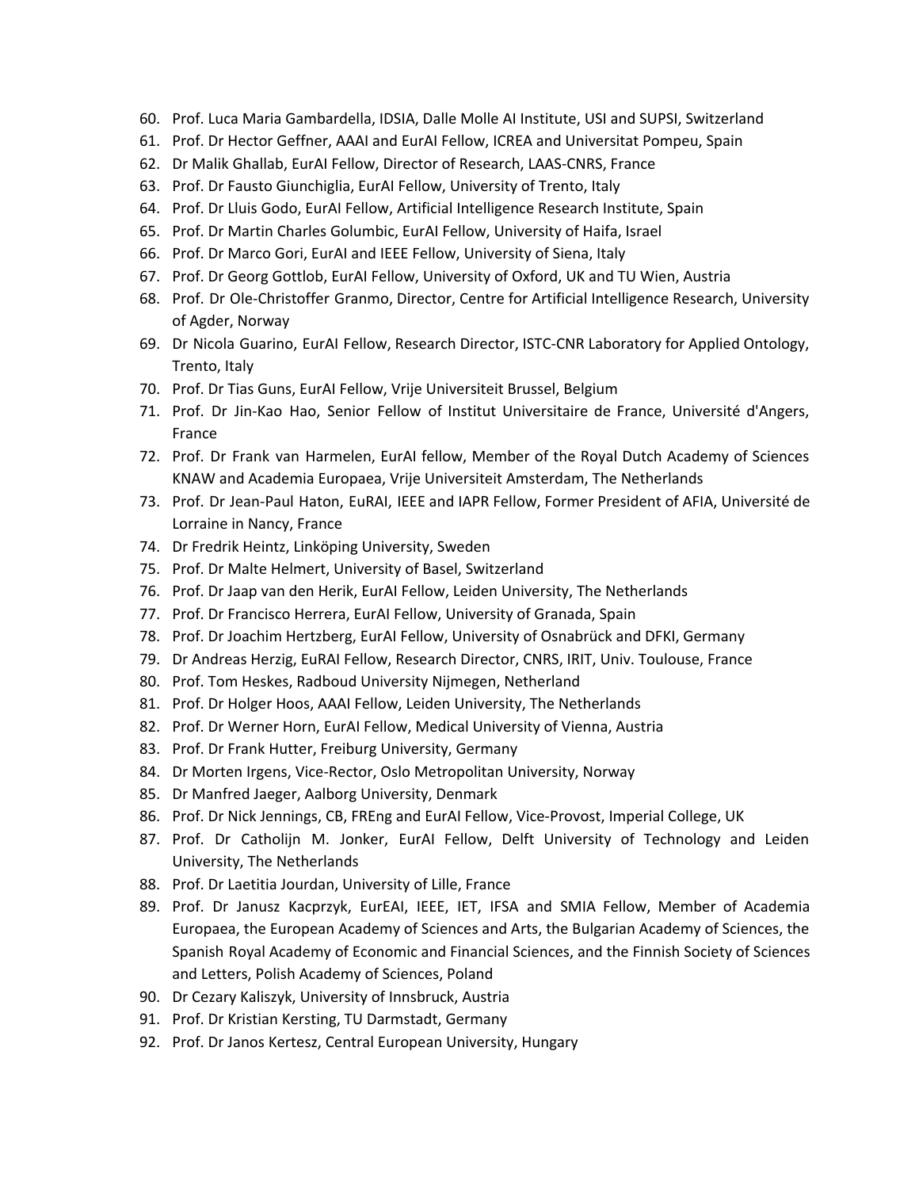60. Prof. Luca Maria Gambardella, IDSIA, Dalle Molle AI Institute, USI and SUPSI, Switzerland
61. Prof. Dr Hector Geffner, AAAI and EurAI Fellow, ICREA and Universitat Pompeu, Spain
62. Dr Malik Ghallab, EurAI Fellow, Director of Research, LAAS-CNRS, France
63. Prof. Dr Fausto Giunchiglia, EurAI Fellow, University of Trento, Italy
64. Prof. Dr Lluis Godo, EurAI Fellow, Artificial Intelligence Research Institute, Spain
65. Prof. Dr Martin Charles Golumbic, EurAI Fellow, University of Haifa, Israel
66. Prof. Dr Marco Gori, EurAI and IEEE Fellow, University of Siena, Italy
67. Prof. Dr Georg Gottlob, EurAI Fellow, University of Oxford, UK and TU Wien, Austria
68. Prof. Dr Ole-Christoffer Granmo, Director, Centre for Artificial Intelligence Research, University of Agder, Norway
69. Dr Nicola Guarino, EurAI Fellow, Research Director, ISTC-CNR Laboratory for Applied Ontology, Trento, Italy
70. Prof. Dr Tias Guns, EurAI Fellow, Vrije Universiteit Brussel, Belgium
71. Prof. Dr Jin-Kao Hao, Senior Fellow of Institut Universitaire de France, Université d'Angers, France
72. Prof. Dr Frank van Harmelen, EurAI fellow, Member of the Royal Dutch Academy of Sciences KNAW and Academia Europaea, Vrije Universiteit Amsterdam, The Netherlands
73. Prof. Dr Jean-Paul Haton, EuRAI, IEEE and IAPR Fellow, Former President of AFIA, Université de Lorraine in Nancy, France
74. Dr Fredrik Heintz, Linköping University, Sweden
75. Prof. Dr Malte Helmert, University of Basel, Switzerland
76. Prof. Dr Jaap van den Herik, EurAI Fellow, Leiden University, The Netherlands
77. Prof. Dr Francisco Herrera, EurAI Fellow, University of Granada, Spain
78. Prof. Dr Joachim Hertzberg, EurAI Fellow, University of Osnabrück and DFKI, Germany
79. Dr Andreas Herzig, EuRAI Fellow, Research Director, CNRS, IRIT, Univ. Toulouse, France
80. Prof. Tom Heskes, Radboud University Nijmegen, Netherland
81. Prof. Dr Holger Hoos, AAAI Fellow, Leiden University, The Netherlands
82. Prof. Dr Werner Horn, EurAI Fellow, Medical University of Vienna, Austria
83. Prof. Dr Frank Hutter, Freiburg University, Germany
84. Dr Morten Irgens, Vice-Rector, Oslo Metropolitan University, Norway
85. Dr Manfred Jaeger, Aalborg University, Denmark
86. Prof. Dr Nick Jennings, CB, FREng and EurAI Fellow, Vice-Provost, Imperial College, UK
87. Prof. Dr Catholijn M. Jonker, EurAI Fellow, Delft University of Technology and Leiden University, The Netherlands
88. Prof. Dr Laetitia Jourdan, University of Lille, France
89. Prof. Dr Janusz Kacprzyk, EurEAI, IEEE, IET, IFSA and SMIA Fellow, Member of Academia Europaea, the European Academy of Sciences and Arts, the Bulgarian Academy of Sciences, the Spanish Royal Academy of Economic and Financial Sciences, and the Finnish Society of Sciences and Letters, Polish Academy of Sciences, Poland
90. Dr Cezary Kaliszyk, University of Innsbruck, Austria
91. Prof. Dr Kristian Kersting, TU Darmstadt, Germany
92. Prof. Dr Janos Kertesz, Central European University, Hungary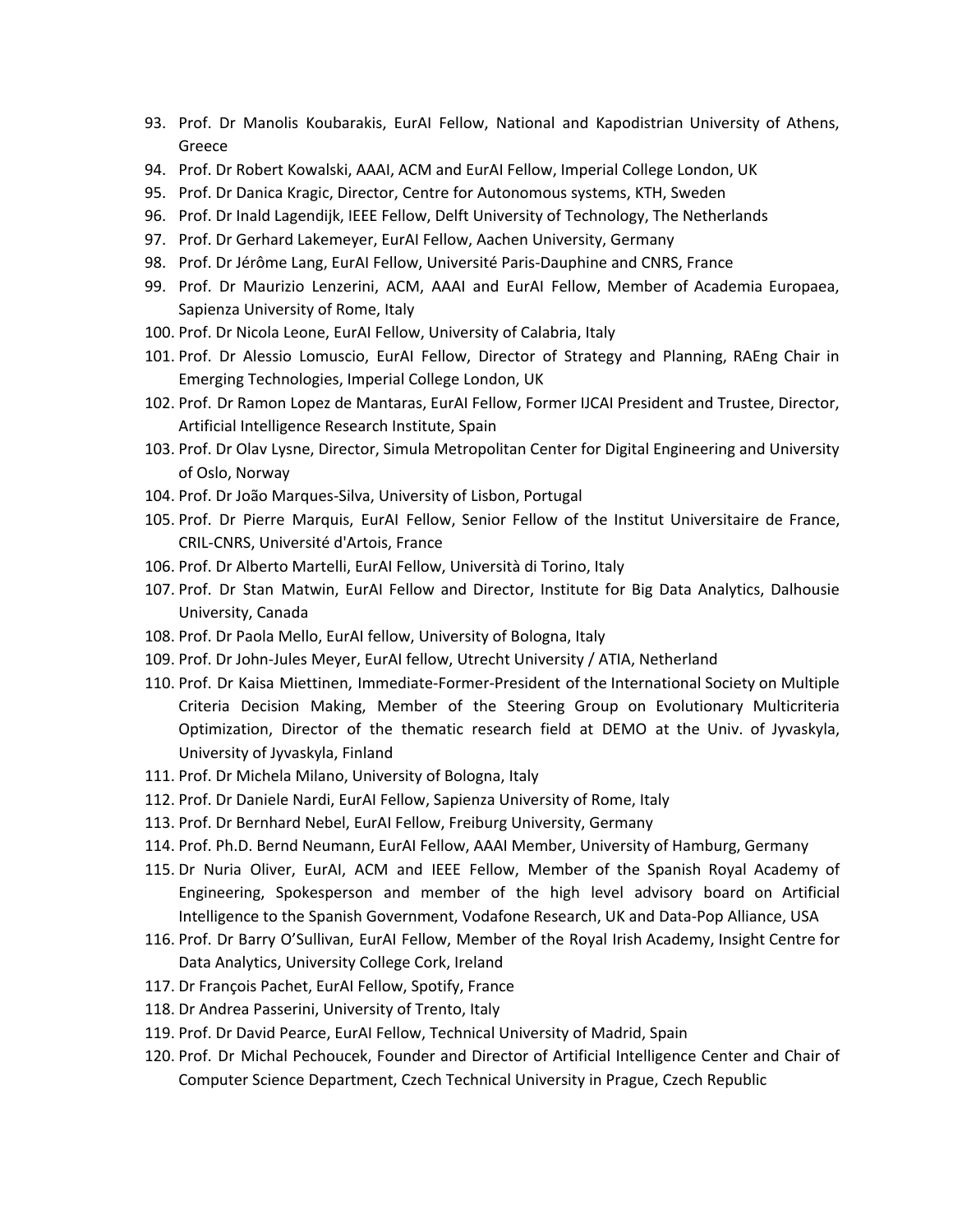93. Prof. Dr Manolis Koubarakis, EurAI Fellow, National and Kapodistrian University of Athens, Greece
94. Prof. Dr Robert Kowalski, AAAI, ACM and EurAI Fellow, Imperial College London, UK
95. Prof. Dr Danica Kragic, Director, Centre for Autonomous systems, KTH, Sweden
96. Prof. Dr Inald Lagendijk, IEEE Fellow, Delft University of Technology, The Netherlands
97. Prof. Dr Gerhard Lakemeyer, EurAI Fellow, Aachen University, Germany
98. Prof. Dr Jérôme Lang, EurAI Fellow, Université Paris-Dauphine and CNRS, France
99. Prof. Dr Maurizio Lenzerini, ACM, AAAI and EurAI Fellow, Member of Academia Europaea, Sapienza University of Rome, Italy
100. Prof. Dr Nicola Leone, EurAI Fellow, University of Calabria, Italy
101. Prof. Dr Alessio Lomuscio, EurAI Fellow, Director of Strategy and Planning, RAEng Chair in Emerging Technologies, Imperial College London, UK
102. Prof. Dr Ramon Lopez de Mantaras, EurAI Fellow, Former IJCAI President and Trustee, Director, Artificial Intelligence Research Institute, Spain
103. Prof. Dr Olav Lysne, Director, Simula Metropolitan Center for Digital Engineering and University of Oslo, Norway
104. Prof. Dr João Marques-Silva, University of Lisbon, Portugal
105. Prof. Dr Pierre Marquis, EurAI Fellow, Senior Fellow of the Institut Universitaire de France, CRIL-CNRS, Université d'Artois, France
106. Prof. Dr Alberto Martelli, EurAI Fellow, Università di Torino, Italy
107. Prof. Dr Stan Matwin, EurAI Fellow and Director, Institute for Big Data Analytics, Dalhousie University, Canada
108. Prof. Dr Paola Mello, EurAI fellow, University of Bologna, Italy
109. Prof. Dr John-Jules Meyer, EurAI fellow, Utrecht University / ATIA, Netherland
110. Prof. Dr Kaisa Miettinen, Immediate-Former-President of the International Society on Multiple Criteria Decision Making, Member of the Steering Group on Evolutionary Multicriteria Optimization, Director of the thematic research field at DEMO at the Univ. of Jyvaskyla, University of Jyvaskyla, Finland
111. Prof. Dr Michela Milano, University of Bologna, Italy
112. Prof. Dr Daniele Nardi, EurAI Fellow, Sapienza University of Rome, Italy
113. Prof. Dr Bernhard Nebel, EurAI Fellow, Freiburg University, Germany
114. Prof. Ph.D. Bernd Neumann, EurAI Fellow, AAAI Member, University of Hamburg, Germany
115. Dr Nuria Oliver, EurAI, ACM and IEEE Fellow, Member of the Spanish Royal Academy of Engineering, Spokesperson and member of the high level advisory board on Artificial Intelligence to the Spanish Government, Vodafone Research, UK and Data-Pop Alliance, USA
116. Prof. Dr Barry O'Sullivan, EurAI Fellow, Member of the Royal Irish Academy, Insight Centre for Data Analytics, University College Cork, Ireland
117. Dr François Pachet, EurAI Fellow, Spotify, France
118. Dr Andrea Passerini, University of Trento, Italy
119. Prof. Dr David Pearce, EurAI Fellow, Technical University of Madrid, Spain
120. Prof. Dr Michal Pechoucek, Founder and Director of Artificial Intelligence Center and Chair of Computer Science Department, Czech Technical University in Prague, Czech Republic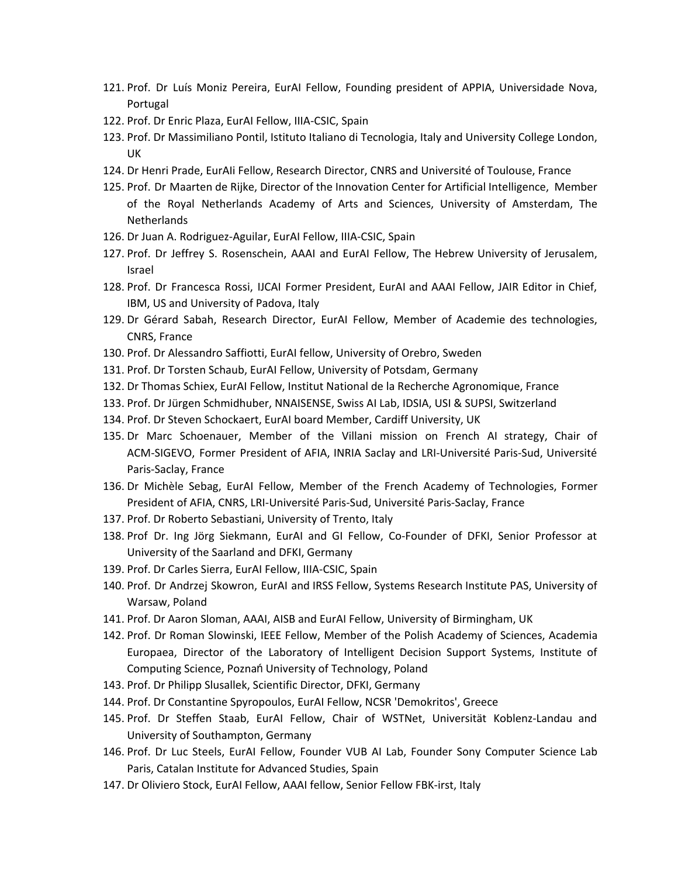121. Prof. Dr Luís Moniz Pereira, EurAI Fellow, Founding president of APPIA, Universidade Nova, Portugal
122. Prof. Dr Enric Plaza, EurAI Fellow, IIIA-CSIC, Spain
123. Prof. Dr Massimiliano Pontil, Istituto Italiano di Tecnologia, Italy and University College London, UK
124. Dr Henri Prade, EurAIi Fellow, Research Director, CNRS and Université of Toulouse, France
125. Prof. Dr Maarten de Rijke, Director of the Innovation Center for Artificial Intelligence, Member of the Royal Netherlands Academy of Arts and Sciences, University of Amsterdam, The Netherlands
126. Dr Juan A. Rodriguez-Aguilar, EurAI Fellow, IIIA-CSIC, Spain
127. Prof. Dr Jeffrey S. Rosenschein, AAAI and EurAI Fellow, The Hebrew University of Jerusalem, Israel
128. Prof. Dr Francesca Rossi, IJCAI Former President, EurAI and AAAI Fellow, JAIR Editor in Chief, IBM, US and University of Padova, Italy
129. Dr Gérard Sabah, Research Director, EurAI Fellow, Member of Academie des technologies, CNRS, France
130. Prof. Dr Alessandro Saffiotti, EurAI fellow, University of Orebro, Sweden
131. Prof. Dr Torsten Schaub, EurAI Fellow, University of Potsdam, Germany
132. Dr Thomas Schiex, EurAI Fellow, Institut National de la Recherche Agronomique, France
133. Prof. Dr Jürgen Schmidhuber, NNAISENSE, Swiss AI Lab, IDSIA, USI & SUPSI, Switzerland
134. Prof. Dr Steven Schockaert, EurAI board Member, Cardiff University, UK
135. Dr Marc Schoenauer, Member of the Villani mission on French AI strategy, Chair of ACM-SIGEVO, Former President of AFIA, INRIA Saclay and LRI-Université Paris-Sud, Université Paris-Saclay, France
136. Dr Michèle Sebag, EurAI Fellow, Member of the French Academy of Technologies, Former President of AFIA, CNRS, LRI-Université Paris-Sud, Université Paris-Saclay, France
137. Prof. Dr Roberto Sebastiani, University of Trento, Italy
138. Prof Dr. Ing Jörg Siekmann, EurAI and GI Fellow, Co-Founder of DFKI, Senior Professor at University of the Saarland and DFKI, Germany
139. Prof. Dr Carles Sierra, EurAI Fellow, IIIA-CSIC, Spain
140. Prof. Dr Andrzej Skowron, EurAI and IRSS Fellow, Systems Research Institute PAS, University of Warsaw, Poland
141. Prof. Dr Aaron Sloman, AAAI, AISB and EurAI Fellow, University of Birmingham, UK
142. Prof. Dr Roman Slowinski, IEEE Fellow, Member of the Polish Academy of Sciences, Academia Europaea, Director of the Laboratory of Intelligent Decision Support Systems, Institute of Computing Science, Poznań University of Technology, Poland
143. Prof. Dr Philipp Slusallek, Scientific Director, DFKI, Germany
144. Prof. Dr Constantine Spyropoulos, EurAI Fellow, NCSR 'Demokritos', Greece
145. Prof. Dr Steffen Staab, EurAI Fellow, Chair of WSTNet, Universität Koblenz-Landau and University of Southampton, Germany
146. Prof. Dr Luc Steels, EurAI Fellow, Founder VUB AI Lab, Founder Sony Computer Science Lab Paris, Catalan Institute for Advanced Studies, Spain
147. Dr Oliviero Stock, EurAI Fellow, AAAI fellow, Senior Fellow FBK-irst, Italy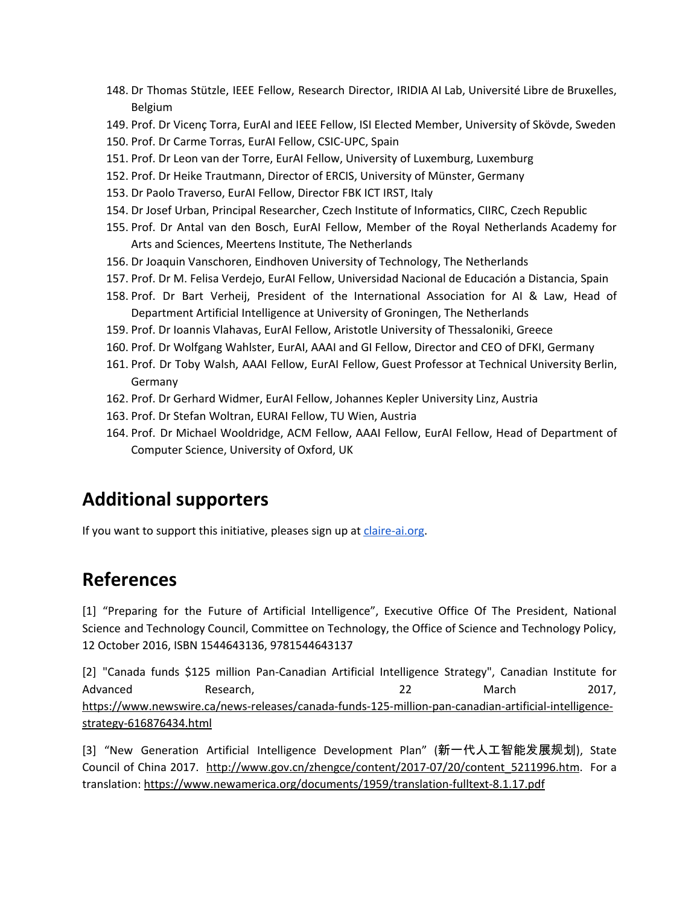148. Dr Thomas Stützle, IEEE Fellow, Research Director, IRIDIA AI Lab, Université Libre de Bruxelles, Belgium
149. Prof. Dr Vicenç Torra, EurAI and IEEE Fellow, ISI Elected Member, University of Skövde, Sweden
150. Prof. Dr Carme Torras, EurAI Fellow, CSIC-UPC, Spain
151. Prof. Dr Leon van der Torre, EurAI Fellow, University of Luxemburg, Luxemburg
152. Prof. Dr Heike Trautmann, Director of ERCIS, University of Münster, Germany
153. Dr Paolo Traverso, EurAI Fellow, Director FBK ICT IRST, Italy
154. Dr Josef Urban, Principal Researcher, Czech Institute of Informatics, CIIRC, Czech Republic
155. Prof. Dr Antal van den Bosch, EurAI Fellow, Member of the Royal Netherlands Academy for Arts and Sciences, Meertens Institute, The Netherlands
156. Dr Joaquin Vanschoren, Eindhoven University of Technology, The Netherlands
157. Prof. Dr M. Felisa Verdejo, EurAI Fellow, Universidad Nacional de Educación a Distancia, Spain
158. Prof. Dr Bart Verheij, President of the International Association for AI & Law, Head of Department Artificial Intelligence at University of Groningen, The Netherlands
159. Prof. Dr Ioannis Vlahavas, EurAI Fellow, Aristotle University of Thessaloniki, Greece
160. Prof. Dr Wolfgang Wahlster, EurAI, AAAI and GI Fellow, Director and CEO of DFKI, Germany
161. Prof. Dr Toby Walsh, AAAI Fellow, EurAI Fellow, Guest Professor at Technical University Berlin, Germany
162. Prof. Dr Gerhard Widmer, EurAI Fellow, Johannes Kepler University Linz, Austria
163. Prof. Dr Stefan Woltran, EURAI Fellow, TU Wien, Austria
164. Prof. Dr Michael Wooldridge, ACM Fellow, AAAI Fellow, EurAI Fellow, Head of Department of Computer Science, University of Oxford, UK

## Additional supporters

If you want to support this initiative, pleases sign up at [claire-ai.org](claire-ai.org).

## References

[1] "Preparing for the Future of Artificial Intelligence", Executive Office Of The President, National Science and Technology Council, Committee on Technology, the Office of Science and Technology Policy, 12 October 2016, ISBN 1544643136, 9781544643137

[2] "Canada funds $125 million Pan-Canadian Artificial Intelligence Strategy", Canadian Institute for Advanced Research, 22 March 2017, https://www.newswire.ca/news-releases/canada-funds-125-million-pan-canadian-artificial-intelligence-strategy-616876434.html

[3] "New Generation Artificial Intelligence Development Plan" (新一代人工智能发展规划), State Council of China 2017. http://www.gov.cn/zhengce/content/2017-07/20/content_5211996.htm. For a translation: https://www.newamerica.org/documents/1959/translation-fulltext-8.1.17.pdf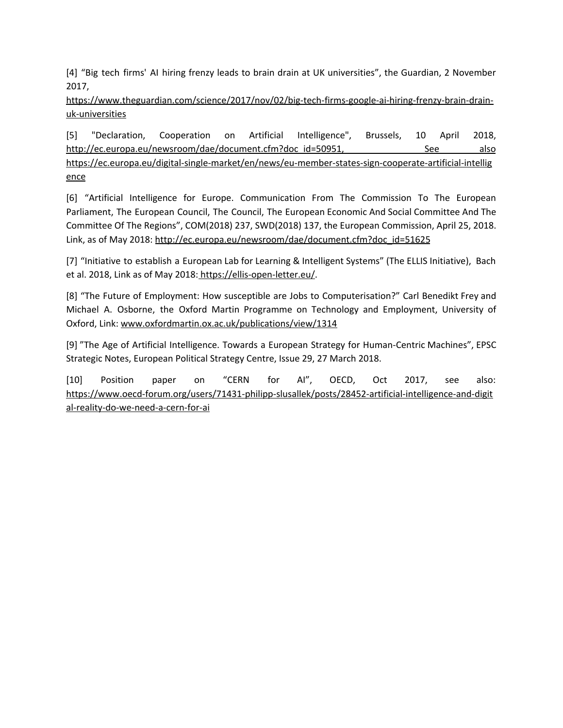[4] "Big tech firms' AI hiring frenzy leads to brain drain at UK universities", the Guardian, 2 November 2017, https://www.theguardian.com/science/2017/nov/02/big-tech-firms-google-ai-hiring-frenzy-brain-drain-uk-universities

[5] "Declaration, Cooperation on Artificial Intelligence", Brussels, 10 April 2018, http://ec.europa.eu/newsroom/dae/document.cfm?doc_id=50951, See also https://ec.europa.eu/digital-single-market/en/news/eu-member-states-sign-cooperate-artificial-intelligence

[6] "Artificial Intelligence for Europe. Communication From The Commission To The European Parliament, The European Council, The Council, The European Economic And Social Committee And The Committee Of The Regions", COM(2018) 237, SWD(2018) 137, the European Commission, April 25, 2018. Link, as of May 2018: http://ec.europa.eu/newsroom/dae/document.cfm?doc_id=51625

[7] "Initiative to establish a European Lab for Learning & Intelligent Systems" (The ELLIS Initiative), Bach et al. 2018, Link as of May 2018: https://ellis-open-letter.eu/.

[8] "The Future of Employment: How susceptible are Jobs to Computerisation?" Carl Benedikt Frey and Michael A. Osborne, the Oxford Martin Programme on Technology and Employment, University of Oxford, Link: www.oxfordmartin.ox.ac.uk/publications/view/1314

[9] "The Age of Artificial Intelligence. Towards a European Strategy for Human-Centric Machines", EPSC Strategic Notes, European Political Strategy Centre, Issue 29, 27 March 2018.

[10] Position paper on "CERN for AI", OECD, Oct 2017, see also: https://www.oecd-forum.org/users/71431-philipp-slusallek/posts/28452-artificial-intelligence-and-digital-reality-do-we-need-a-cern-for-ai